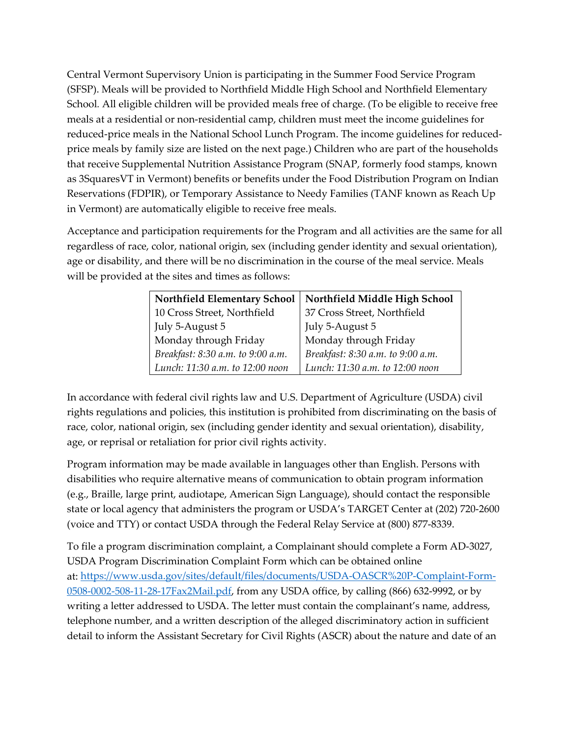Central Vermont Supervisory Union is participating in the Summer Food Service Program (SFSP). Meals will be provided to Northfield Middle High School and Northfield Elementary School. All eligible children will be provided meals free of charge. (To be eligible to receive free meals at a residential or non-residential camp, children must meet the income guidelines for reduced-price meals in the National School Lunch Program. The income guidelines for reduced-price meals by family size are listed on the next page.) Children who are part of the households that receive Supplemental Nutrition Assistance Program (SNAP, formerly food stamps, known as 3SquaresVT in Vermont) benefits or benefits under the Food Distribution Program on Indian Reservations (FDPIR), or Temporary Assistance to Needy Families (TANF known as Reach Up in Vermont) are automatically eligible to receive free meals.

Acceptance and participation requirements for the Program and all activities are the same for all regardless of race, color, national origin, sex (including gender identity and sexual orientation), age or disability, and there will be no discrimination in the course of the meal service. Meals will be provided at the sites and times as follows:

| **Northfield Elementary School** | **Northfield Middle High School** |
|---|---|
| 10 Cross Street, Northfield | 37 Cross Street, Northfield |
| July 5-August 5 | July 5-August 5 |
| Monday through Friday | Monday through Friday |
| *Breakfast: 8:30 a.m. to 9:00 a.m.* | *Breakfast: 8:30 a.m. to 9:00 a.m.* |
| *Lunch: 11:30 a.m. to 12:00 noon* | *Lunch: 11:30 a.m. to 12:00 noon* |

In accordance with federal civil rights law and U.S. Department of Agriculture (USDA) civil rights regulations and policies, this institution is prohibited from discriminating on the basis of race, color, national origin, sex (including gender identity and sexual orientation), disability, age, or reprisal or retaliation for prior civil rights activity.

Program information may be made available in languages other than English. Persons with disabilities who require alternative means of communication to obtain program information (e.g., Braille, large print, audiotape, American Sign Language), should contact the responsible state or local agency that administers the program or USDA's TARGET Center at (202) 720-2600 (voice and TTY) or contact USDA through the Federal Relay Service at (800) 877-8339.

To file a program discrimination complaint, a Complainant should complete a Form AD-3027, USDA Program Discrimination Complaint Form which can be obtained online at: [https://www.usda.gov/sites/default/files/documents/USDA-OASCR%20P-Complaint-Form-0508-0002-508-11-28-17Fax2Mail.pdf](https://www.usda.gov/sites/default/files/documents/USDA-OASCR%20P-Complaint-Form-0508-0002-508-11-28-17Fax2Mail.pdf), from any USDA office, by calling (866) 632-9992, or by writing a letter addressed to USDA. The letter must contain the complainant's name, address, telephone number, and a written description of the alleged discriminatory action in sufficient detail to inform the Assistant Secretary for Civil Rights (ASCR) about the nature and date of an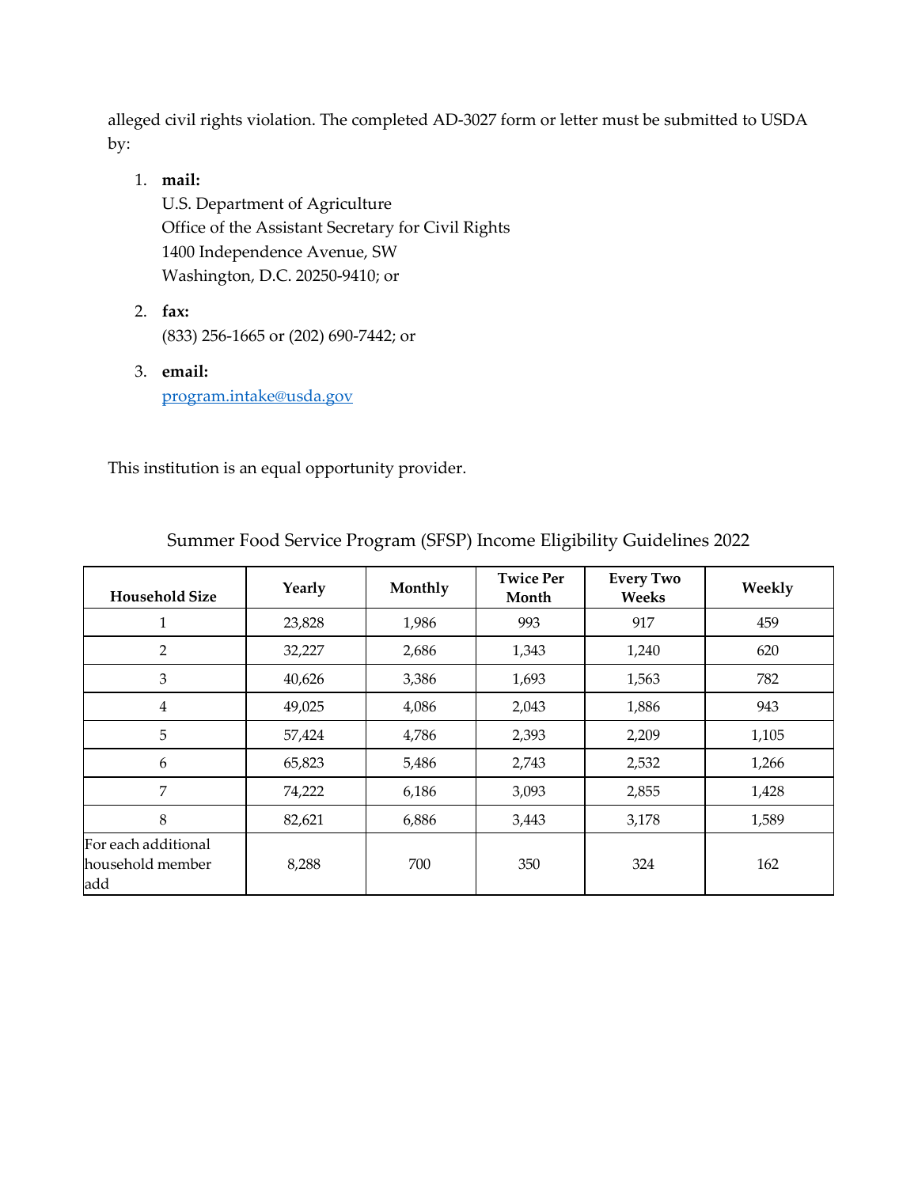alleged civil rights violation. The completed AD-3027 form or letter must be submitted to USDA by:

1. **mail:**
   U.S. Department of Agriculture
   Office of the Assistant Secretary for Civil Rights
   1400 Independence Avenue, SW
   Washington, D.C. 20250-9410; or

2. **fax:**
   (833) 256-1665 or (202) 690-7442; or

3. **email:**
   program.intake@usda.gov

This institution is an equal opportunity provider.

Summer Food Service Program (SFSP) Income Eligibility Guidelines 2022

| Household Size | Yearly | Monthly | Twice Per Month | Every Two Weeks | Weekly |
|---|---|---|---|---|---|
| 1 | 23,828 | 1,986 | 993 | 917 | 459 |
| 2 | 32,227 | 2,686 | 1,343 | 1,240 | 620 |
| 3 | 40,626 | 3,386 | 1,693 | 1,563 | 782 |
| 4 | 49,025 | 4,086 | 2,043 | 1,886 | 943 |
| 5 | 57,424 | 4,786 | 2,393 | 2,209 | 1,105 |
| 6 | 65,823 | 5,486 | 2,743 | 2,532 | 1,266 |
| 7 | 74,222 | 6,186 | 3,093 | 2,855 | 1,428 |
| 8 | 82,621 | 6,886 | 3,443 | 3,178 | 1,589 |
| For each additional household member add | 8,288 | 700 | 350 | 324 | 162 |